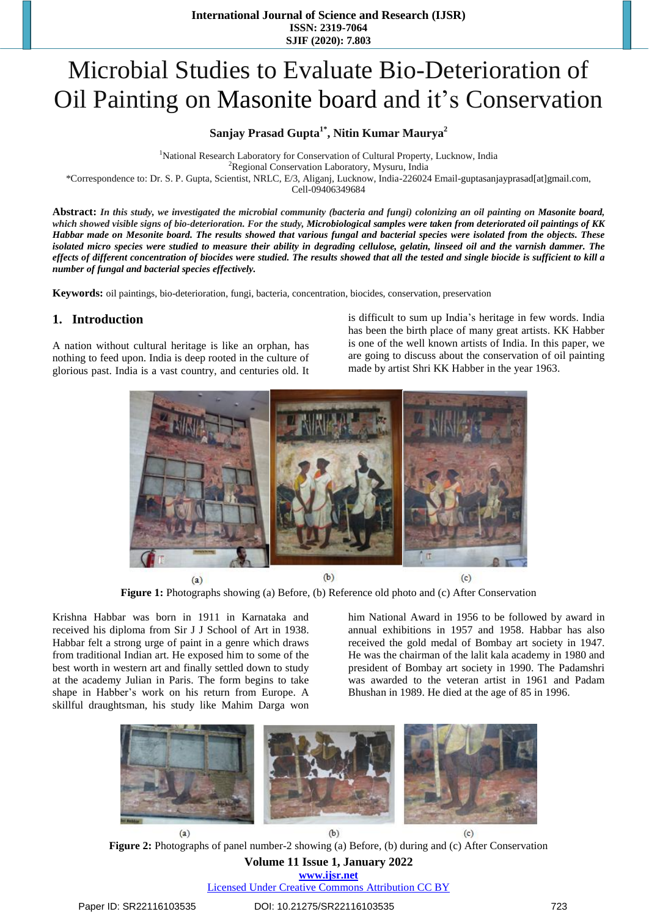# Microbial Studies to Evaluate Bio-Deterioration of Oil Painting on Masonite board and it's Conservation

**Sanjay Prasad Gupta[1*], Nitin Kumar Maurya[2]**

[1]National Research Laboratory for Conservation of Cultural Property, Lucknow, India
[2]Regional Conservation Laboratory, Mysuru, India
*Correspondence to: Dr. S. P. Gupta, Scientist, NRLC, E/3, Aliganj, Lucknow, India-226024 Email-guptasanjayprasad[at]gmail.com, Cell-09406349684

**Abstract:** ***In this study, we investigated the microbial community (bacteria and fungi) colonizing an oil painting on Masonite board, which showed visible signs of bio-deterioration. For the study, Microbiological samples were taken from deteriorated oil paintings of KK Habbar made on Mesonite board. The results showed that various fungal and bacterial species were isolated from the objects. These isolated micro species were studied to measure their ability in degrading cellulose, gelatin, linseed oil and the varnish dammer. The effects of different concentration of biocides were studied. The results showed that all the tested and single biocide is sufficient to kill a number of fungal and bacterial species effectively.***

**Keywords:** oil paintings, bio-deterioration, fungi, bacteria, concentration, biocides, conservation, preservation

## 1. Introduction

A nation without cultural heritage is like an orphan, has nothing to feed upon. India is deep rooted in the culture of glorious past. India is a vast country, and centuries old. It is difficult to sum up India's heritage in few words. India has been the birth place of many great artists. KK Habber is one of the well known artists of India. In this paper, we are going to discuss about the conservation of oil painting made by artist Shri KK Habber in the year 1963.

**Figure 1:** Photographs showing (a) Before, (b) Reference old photo and (c) After Conservation

Krishna Habbar was born in 1911 in Karnataka and received his diploma from Sir J J School of Art in 1938. Habbar felt a strong urge of paint in a genre which draws from traditional Indian art. He exposed him to some of the best worth in western art and finally settled down to study at the academy Julian in Paris. The form begins to take shape in Habber's work on his return from Europe. A skillful draughtsman, his study like Mahim Darga won him National Award in 1956 to be followed by award in annual exhibitions in 1957 and 1958. Habbar has also received the gold medal of Bombay art society in 1947. He was the chairman of the lalit kala academy in 1980 and president of Bombay art society in 1990. The Padamshri was awarded to the veteran artist in 1961 and Padam Bhushan in 1989. He died at the age of 85 in 1996.

**Figure 2:** Photographs of panel number-2 showing (a) Before, (b) during and (c) After Conservation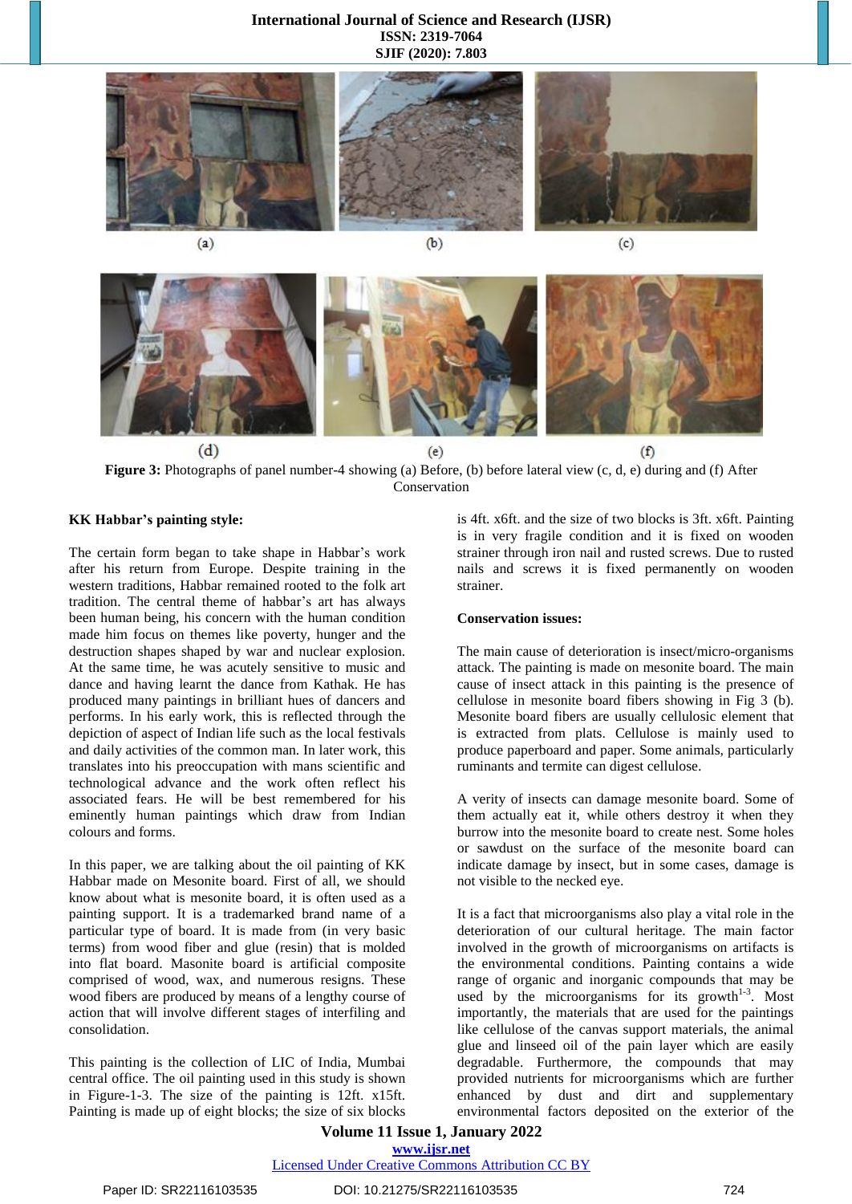**Figure 3:** Photographs of panel number-4 showing (a) Before, (b) before lateral view (c, d, e) during and (f) After Conservation

**KK Habbar's painting style:**

The certain form began to take shape in Habbar's work after his return from Europe. Despite training in the western traditions, Habbar remained rooted to the folk art tradition. The central theme of habbar's art has always been human being, his concern with the human condition made him focus on themes like poverty, hunger and the destruction shapes shaped by war and nuclear explosion. At the same time, he was acutely sensitive to music and dance and having learnt the dance from Kathak. He has produced many paintings in brilliant hues of dancers and performs. In his early work, this is reflected through the depiction of aspect of Indian life such as the local festivals and daily activities of the common man. In later work, this translates into his preoccupation with mans scientific and technological advance and the work often reflect his associated fears. He will be best remembered for his eminently human paintings which draw from Indian colours and forms.

In this paper, we are talking about the oil painting of KK Habbar made on Mesonite board. First of all, we should know about what is mesonite board, it is often used as a painting support. It is a trademarked brand name of a particular type of board. It is made from (in very basic terms) from wood fiber and glue (resin) that is molded into flat board. Masonite board is artificial composite comprised of wood, wax, and numerous resigns. These wood fibers are produced by means of a lengthy course of action that will involve different stages of interfiling and consolidation.

This painting is the collection of LIC of India, Mumbai central office. The oil painting used in this study is shown in Figure-1-3. The size of the painting is 12ft. x15ft. Painting is made up of eight blocks; the size of six blocks is 4ft. x6ft. and the size of two blocks is 3ft. x6ft. Painting is in very fragile condition and it is fixed on wooden strainer through iron nail and rusted screws. Due to rusted nails and screws it is fixed permanently on wooden strainer.

**Conservation issues:**

The main cause of deterioration is insect/micro-organisms attack. The painting is made on mesonite board. The main cause of insect attack in this painting is the presence of cellulose in mesonite board fibers showing in Fig 3 (b). Mesonite board fibers are usually cellulosic element that is extracted from plats. Cellulose is mainly used to produce paperboard and paper. Some animals, particularly ruminants and termite can digest cellulose.

A verity of insects can damage mesonite board. Some of them actually eat it, while others destroy it when they burrow into the mesonite board to create nest. Some holes or sawdust on the surface of the mesonite board can indicate damage by insect, but in some cases, damage is not visible to the necked eye.

It is a fact that microorganisms also play a vital role in the deterioration of our cultural heritage. The main factor involved in the growth of microorganisms on artifacts is the environmental conditions. Painting contains a wide range of organic and inorganic compounds that may be used by the microorganisms for its growth[1-3]. Most importantly, the materials that are used for the paintings like cellulose of the canvas support materials, the animal glue and linseed oil of the pain layer which are easily degradable. Furthermore, the compounds that may provided nutrients for microorganisms which are further enhanced by dust and dirt and supplementary environmental factors deposited on the exterior of the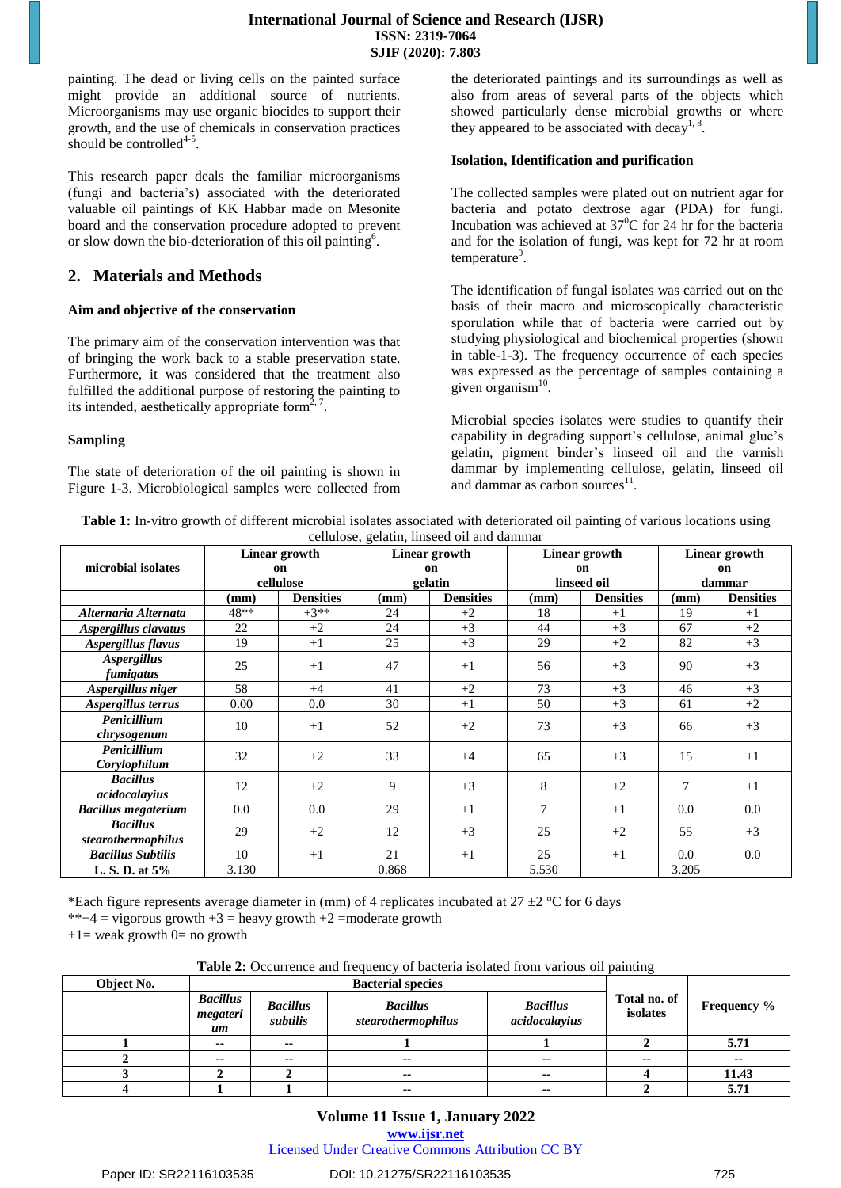painting. The dead or living cells on the painted surface might provide an additional source of nutrients. Microorganisms may use organic biocides to support their growth, and the use of chemicals in conservation practices should be controlled[4-5].

This research paper deals the familiar microorganisms (fungi and bacteria's) associated with the deteriorated valuable oil paintings of KK Habbar made on Mesonite board and the conservation procedure adopted to prevent or slow down the bio-deterioration of this oil painting[6].

## 2. Materials and Methods

### Aim and objective of the conservation

The primary aim of the conservation intervention was that of bringing the work back to a stable preservation state. Furthermore, it was considered that the treatment also fulfilled the additional purpose of restoring the painting to its intended, aesthetically appropriate form[2, 7].

### Sampling

The state of deterioration of the oil painting is shown in Figure 1-3. Microbiological samples were collected from the deteriorated paintings and its surroundings as well as also from areas of several parts of the objects which showed particularly dense microbial growths or where they appeared to be associated with decay[1, 8].

### Isolation, Identification and purification

The collected samples were plated out on nutrient agar for bacteria and potato dextrose agar (PDA) for fungi. Incubation was achieved at 37$^0$C for 24 hr for the bacteria and for the isolation of fungi, was kept for 72 hr at room temperature[9].

The identification of fungal isolates was carried out on the basis of their macro and microscopically characteristic sporulation while that of bacteria were carried out by studying physiological and biochemical properties (shown in table-1-3). The frequency occurrence of each species was expressed as the percentage of samples containing a given organism[10].

Microbial species isolates were studies to quantify their capability in degrading support's cellulose, animal glue's gelatin, pigment binder's linseed oil and the varnish dammar by implementing cellulose, gelatin, linseed oil and dammar as carbon sources[11].

**Table 1:** In-vitro growth of different microbial isolates associated with deteriorated oil painting of various locations using cellulose, gelatin, linseed oil and dammar

| microbial isolates | Linear growth on cellulose | | Linear growth on gelatin | | Linear growth on linseed oil | | Linear growth on dammar | |
|---|---|---|---|---|---|---|---|---|
| | (mm) | Densities | (mm) | Densities | (mm) | Densities | (mm) | Densities |
| *Alternaria Alternata* | 48** | +3** | 24 | +2 | 18 | +1 | 19 | +1 |
| *Aspergillus clavatus* | 22 | +2 | 24 | +3 | 44 | +3 | 67 | +2 |
| *Aspergillus flavus* | 19 | +1 | 25 | +3 | 29 | +2 | 82 | +3 |
| *Aspergillus fumigatus* | 25 | +1 | 47 | +1 | 56 | +3 | 90 | +3 |
| *Aspergillus niger* | 58 | +4 | 41 | +2 | 73 | +3 | 46 | +3 |
| *Aspergillus terrus* | 0.00 | 0.0 | 30 | +1 | 50 | +3 | 61 | +2 |
| *Penicillium chrysogenum* | 10 | +1 | 52 | +2 | 73 | +3 | 66 | +3 |
| *Penicillium Corylophilum* | 32 | +2 | 33 | +4 | 65 | +3 | 15 | +1 |
| *Bacillus acidocalayius* | 12 | +2 | 9 | +3 | 8 | +2 | 7 | +1 |
| *Bacillus megaterium* | 0.0 | 0.0 | 29 | +1 | 7 | +1 | 0.0 | 0.0 |
| *Bacillus stearothermophilus* | 29 | +2 | 12 | +3 | 25 | +2 | 55 | +3 |
| *Bacillus Subtilis* | 10 | +1 | 21 | +1 | 25 | +1 | 0.0 | 0.0 |
| **L. S. D. at 5%** | 3.130 | | 0.868 | | 5.530 | | 3.205 | |

*Each figure represents average diameter in (mm) of 4 replicates incubated at 27 ±2 °C for 6 days
**+4 = vigorous growth +3 = heavy growth +2 =moderate growth
+1= weak growth 0= no growth

**Table 2:** Occurrence and frequency of bacteria isolated from various oil painting

| Object No. | Bacterial species | | | | Total no. of isolates | Frequency % |
|---|---|---|---|---|---|---|
| | *Bacillus megaterium* | *Bacillus subtilis* | *Bacillus stearothermophilus* | *Bacillus acidocalayius* | | |
| **1** | -- | -- | **1** | **1** | **2** | **5.71** |
| **2** | -- | -- | -- | -- | -- | -- |
| **3** | **2** | **2** | -- | -- | **4** | **11.43** |
| **4** | **1** | **1** | -- | -- | **2** | **5.71** |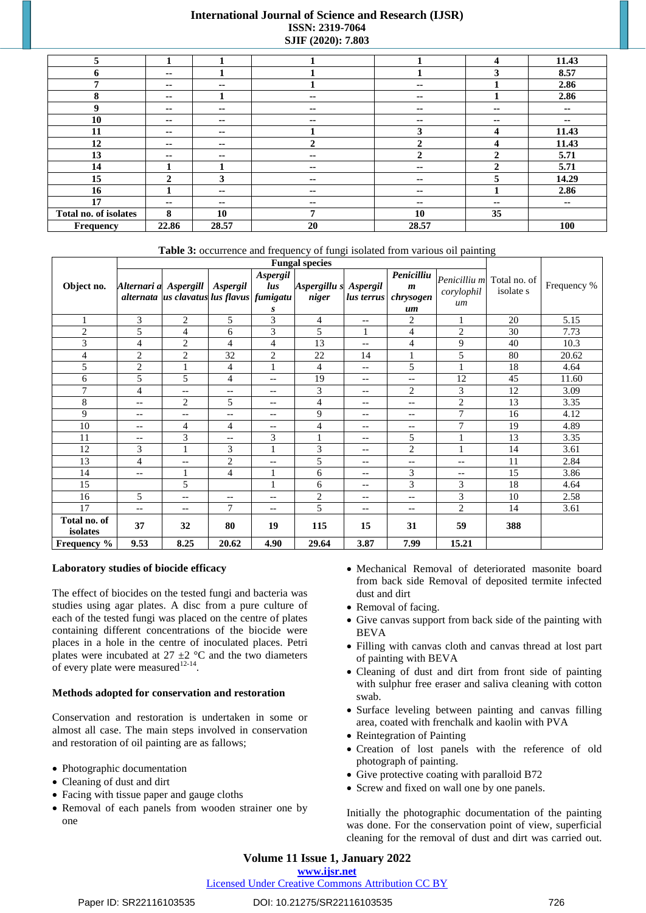| 5 | 1 | 1 | 1 | 1 | 4 | 11.43 |
|---|---|---|---|---|---|---|
| 6 | -- | 1 | 1 | 1 | 3 | 8.57 |
| 7 | -- | -- | 1 | -- | 1 | 2.86 |
| 8 | -- | 1 | -- | -- | 1 | 2.86 |
| 9 | -- | -- | -- | -- | -- | -- |
| 10 | -- | -- | -- | -- | -- | -- |
| 11 | -- | -- | 1 | 3 | 4 | 11.43 |
| 12 | -- | -- | 2 | 2 | 4 | 11.43 |
| 13 | -- | -- | -- | 2 | 2 | 5.71 |
| 14 | 1 | 1 | -- | -- | 2 | 5.71 |
| 15 | 2 | 3 | -- | -- | 5 | 14.29 |
| 16 | 1 | -- | -- | -- | 1 | 2.86 |
| 17 | -- | -- | -- | -- | -- | -- |
| **Total no. of isolates** | **8** | **10** | **7** | **10** | **35** | |
| **Frequency** | **22.86** | **28.57** | **20** | **28.57** | | **100** |

**Table 3:** occurrence and frequency of fungi isolated from various oil painting

| Object no. | Fungal species | | | | | | | | Total no. of isolate s | Frequency % |
|---|---|---|---|---|---|---|---|---|---|---|
| | *Alternaria alternata* | *Aspergillus clavatus* | *Aspergillus flavus* | *Aspergillus fumigatus* | *Aspergillus niger* | *Aspergillus terrus* | *Penicillium chrysogenum* | *Penicillium corylophilum* | | |
| 1 | 3 | 2 | 5 | 3 | 4 | -- | 2 | 1 | 20 | 5.15 |
| 2 | 5 | 4 | 6 | 3 | 5 | 1 | 4 | 2 | 30 | 7.73 |
| 3 | 4 | 2 | 4 | 4 | 13 | -- | 4 | 9 | 40 | 10.3 |
| 4 | 2 | 2 | 32 | 2 | 22 | 14 | 1 | 5 | 80 | 20.62 |
| 5 | 2 | 1 | 4 | 1 | 4 | -- | 5 | 1 | 18 | 4.64 |
| 6 | 5 | 5 | 4 | -- | 19 | -- | -- | 12 | 45 | 11.60 |
| 7 | 4 | -- | -- | -- | 3 | -- | 2 | 3 | 12 | 3.09 |
| 8 | -- | 2 | 5 | -- | 4 | -- | -- | 2 | 13 | 3.35 |
| 9 | -- | -- | -- | -- | 9 | -- | -- | 7 | 16 | 4.12 |
| 10 | -- | 4 | 4 | -- | 4 | -- | -- | 7 | 19 | 4.89 |
| 11 | -- | 3 | -- | 3 | 1 | -- | 5 | 1 | 13 | 3.35 |
| 12 | 3 | 1 | 3 | 1 | 3 | -- | 2 | 1 | 14 | 3.61 |
| 13 | 4 | -- | 2 | -- | 5 | -- | -- | -- | 11 | 2.84 |
| 14 | -- | 1 | 4 | 1 | 6 | -- | 3 | -- | 15 | 3.86 |
| 15 | | 5 | | 1 | 6 | -- | 3 | 3 | 18 | 4.64 |
| 16 | 5 | -- | -- | -- | 2 | -- | -- | 3 | 10 | 2.58 |
| 17 | -- | -- | 7 | -- | 5 | -- | -- | 2 | 14 | 3.61 |
| **Total no. of isolates** | **37** | **32** | **80** | **19** | **115** | **15** | **31** | **59** | **388** | |
| **Frequency %** | **9.53** | **8.25** | **20.62** | **4.90** | **29.64** | **3.87** | **7.99** | **15.21** | | |

**Laboratory studies of biocide efficacy**

The effect of biocides on the tested fungi and bacteria was studies using agar plates. A disc from a pure culture of each of the tested fungi was placed on the centre of plates containing different concentrations of the biocide were places in a hole in the centre of inoculated places. Petri plates were incubated at 27 ±2 °C and the two diameters of every plate were measured[12-14].

**Methods adopted for conservation and restoration**

Conservation and restoration is undertaken in some or almost all case. The main steps involved in conservation and restoration of oil painting are as fallows;

- Photographic documentation
- Cleaning of dust and dirt
- Facing with tissue paper and gauge cloths
- Removal of each panels from wooden strainer one by one
- Mechanical Removal of deteriorated masonite board from back side Removal of deposited termite infected dust and dirt
- Removal of facing.
- Give canvas support from back side of the painting with BEVA
- Filling with canvas cloth and canvas thread at lost part of painting with BEVA
- Cleaning of dust and dirt from front side of painting with sulphur free eraser and saliva cleaning with cotton swab.
- Surface leveling between painting and canvas filling area, coated with frenchalk and kaolin with PVA
- Reintegration of Painting
- Creation of lost panels with the reference of old photograph of painting.
- Give protective coating with paralloid B72
- Screw and fixed on wall one by one panels.

Initially the photographic documentation of the painting was done. For the conservation point of view, superficial cleaning for the removal of dust and dirt was carried out.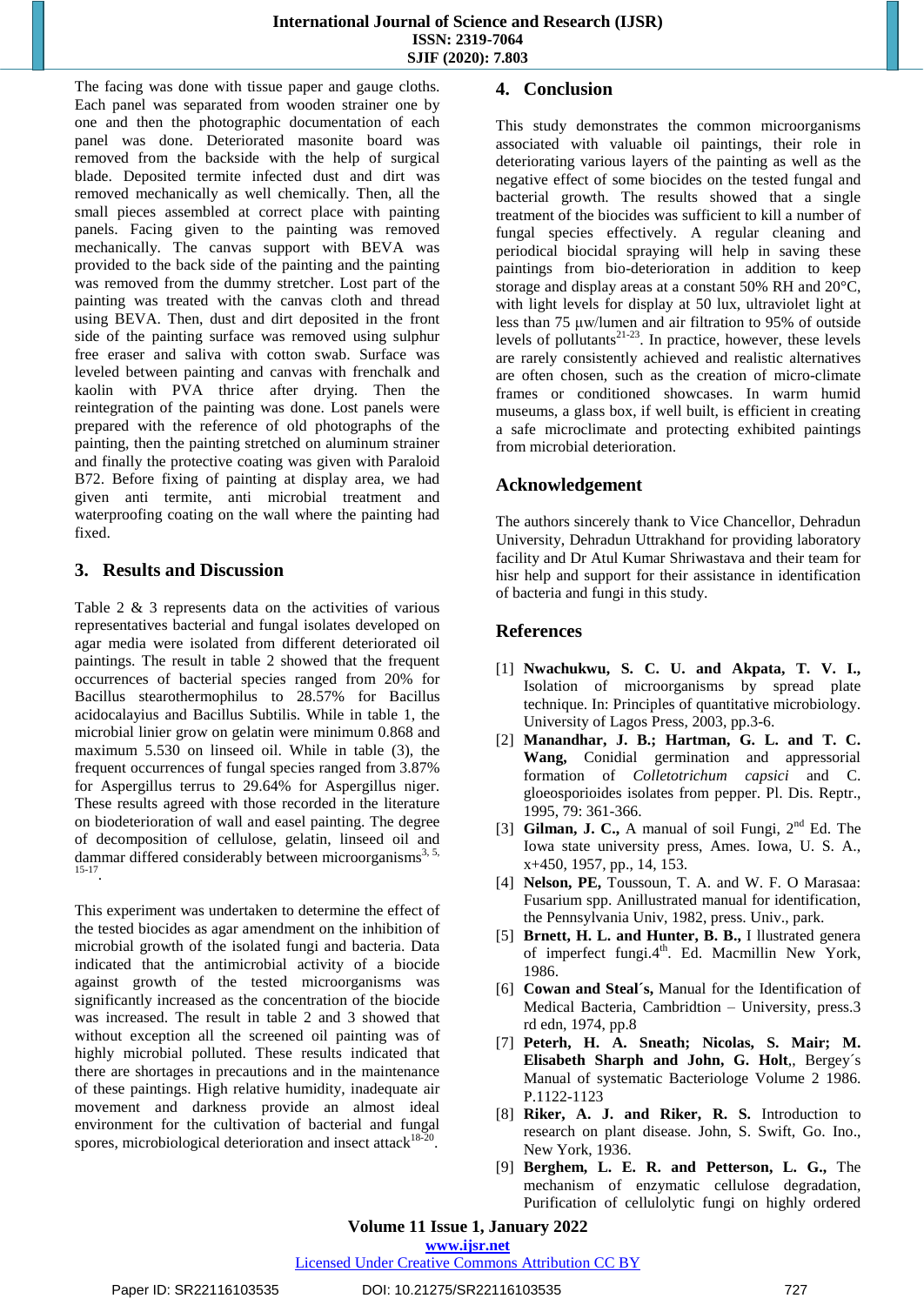The facing was done with tissue paper and gauge cloths. Each panel was separated from wooden strainer one by one and then the photographic documentation of each panel was done. Deteriorated masonite board was removed from the backside with the help of surgical blade. Deposited termite infected dust and dirt was removed mechanically as well chemically. Then, all the small pieces assembled at correct place with painting panels. Facing given to the painting was removed mechanically. The canvas support with BEVA was provided to the back side of the painting and the painting was removed from the dummy stretcher. Lost part of the painting was treated with the canvas cloth and thread using BEVA. Then, dust and dirt deposited in the front side of the painting surface was removed using sulphur free eraser and saliva with cotton swab. Surface was leveled between painting and canvas with frenchalk and kaolin with PVA thrice after drying. Then the reintegration of the painting was done. Lost panels were prepared with the reference of old photographs of the painting, then the painting stretched on aluminum strainer and finally the protective coating was given with Paraloid B72. Before fixing of painting at display area, we had given anti termite, anti microbial treatment and waterproofing coating on the wall where the painting had fixed.

## 3. Results and Discussion

Table 2 & 3 represents data on the activities of various representatives bacterial and fungal isolates developed on agar media were isolated from different deteriorated oil paintings. The result in table 2 showed that the frequent occurrences of bacterial species ranged from 20% for Bacillus stearothermophilus to 28.57% for Bacillus acidocalayius and Bacillus Subtilis. While in table 1, the microbial linier grow on gelatin were minimum 0.868 and maximum 5.530 on linseed oil. While in table (3), the frequent occurrences of fungal species ranged from 3.87% for Aspergillus terrus to 29.64% for Aspergillus niger. These results agreed with those recorded in the literature on biodeterioration of wall and easel painting. The degree of decomposition of cellulose, gelatin, linseed oil and dammar differed considerably between microorganisms[3, 5, 15-17].

This experiment was undertaken to determine the effect of the tested biocides as agar amendment on the inhibition of microbial growth of the isolated fungi and bacteria. Data indicated that the antimicrobial activity of a biocide against growth of the tested microorganisms was significantly increased as the concentration of the biocide was increased. The result in table 2 and 3 showed that without exception all the screened oil painting was of highly microbial polluted. These results indicated that there are shortages in precautions and in the maintenance of these paintings. High relative humidity, inadequate air movement and darkness provide an almost ideal environment for the cultivation of bacterial and fungal spores, microbiological deterioration and insect attack[18-20].

## 4. Conclusion

This study demonstrates the common microorganisms associated with valuable oil paintings, their role in deteriorating various layers of the painting as well as the negative effect of some biocides on the tested fungal and bacterial growth. The results showed that a single treatment of the biocides was sufficient to kill a number of fungal species effectively. A regular cleaning and periodical biocidal spraying will help in saving these paintings from bio-deterioration in addition to keep storage and display areas at a constant 50% RH and 20°C, with light levels for display at 50 lux, ultraviolet light at less than 75 µw/lumen and air filtration to 95% of outside levels of pollutants[21-23]. In practice, however, these levels are rarely consistently achieved and realistic alternatives are often chosen, such as the creation of micro-climate frames or conditioned showcases. In warm humid museums, a glass box, if well built, is efficient in creating a safe microclimate and protecting exhibited paintings from microbial deterioration.

## Acknowledgement

The authors sincerely thank to Vice Chancellor, Dehradun University, Dehradun Uttrakhand for providing laboratory facility and Dr Atul Kumar Shriwastava and their team for hisr help and support for their assistance in identification of bacteria and fungi in this study.

## References

[1] **Nwachukwu, S. C. U. and Akpata, T. V. I.,** Isolation of microorganisms by spread plate technique. In: Principles of quantitative microbiology. University of Lagos Press, 2003, pp.3-6.

[2] **Manandhar, J. B.; Hartman, G. L. and T. C. Wang,** Conidial germination and appressorial formation of *Colletotrichum capsici* and C. gloeosporioides isolates from pepper. Pl. Dis. Reptr., 1995, 79: 361-366.

[3] **Gilman, J. C.,** A manual of soil Fungi, 2nd Ed. The Iowa state university press, Ames. Iowa, U. S. A., x+450, 1957, pp., 14, 153.

[4] **Nelson, PE,** Toussoun, T. A. and W. F. O Marasaa: Fusarium spp. Anillustrated manual for identification, the Pennsylvania Univ, 1982, press. Univ., park.

[5] **Brnett, H. L. and Hunter, B. B.,** I llustrated genera of imperfect fungi.4th. Ed. Macmillin New York, 1986.

[6] **Cowan and Steal´s,** Manual for the Identification of Medical Bacteria, Cambridtion – University, press.3 rd edn, 1974, pp.8

[7] **Peterh, H. A. Sneath; Nicolas, S. Mair; M. Elisabeth Sharph and John, G. Holt**,, Bergey´s Manual of systematic Bacteriologe Volume 2 1986. P.1122-1123

[8] **Riker, A. J. and Riker, R. S.** Introduction to research on plant disease. John, S. Swift, Go. Ino., New York, 1936.

[9] **Berghem, L. E. R. and Petterson, L. G.,** The mechanism of enzymatic cellulose degradation, Purification of cellulolytic fungi on highly ordered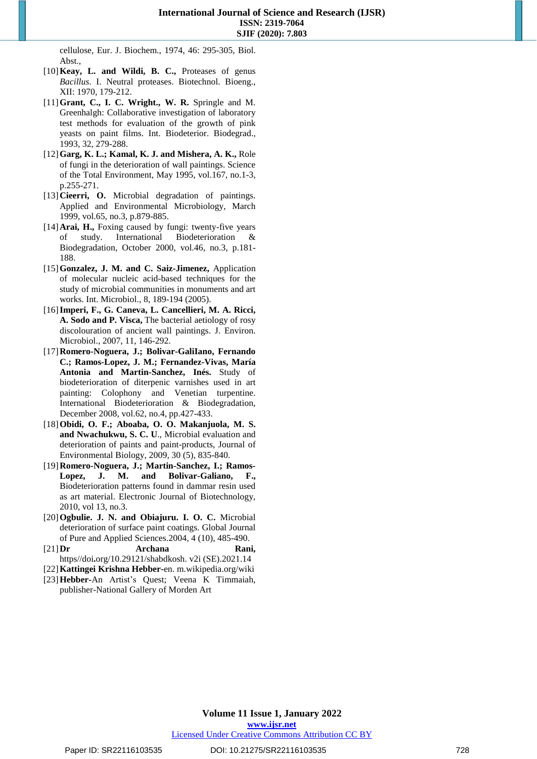cellulose, Eur. J. Biochem., 1974, 46: 295-305, Biol. Abst.,

[10] **Keay, L. and Wildi, B. C.,** Proteases of genus *Bacillus*. I. Neutral proteases. Biotechnol. Bioeng., XII: 1970, 179-212.

[11] **Grant, C., I. C. Wright., W. R.** Springle and M. Greenhalgh: Collaborative investigation of laboratory test methods for evaluation of the growth of pink yeasts on paint films. Int. Biodeterior. Biodegrad., 1993, 32, 279-288.

[12] **Garg, K. L.; Kamal, K. J. and Mishera, A. K.,** Role of fungi in the deterioration of wall paintings. Science of the Total Environment, May 1995, vol.167, no.1-3, p.255-271.

[13] **Cieerri, O.** Microbial degradation of paintings. Applied and Environmental Microbiology, March 1999, vol.65, no.3, p.879-885.

[14] **Arai, H.,** Foxing caused by fungi: twenty-five years of study. International Biodeterioration & Biodegradation, October 2000, vol.46, no.3, p.181-188.

[15] **Gonzalez, J. M. and C. Saiz-Jimenez,** Application of molecular nucleic acid-based techniques for the study of microbial communities in monuments and art works. Int. Microbiol., 8, 189-194 (2005).

[16] **Imperi, F., G. Caneva, L. Cancellieri, M. A. Ricci, A. Sodo and P. Visca,** The bacterial aetiology of rosy discolouration of ancient wall paintings. J. Environ. Microbiol., 2007, 11, 146-292.

[17] **Romero-Noguera, J.; Bolivar-GaliIano, Fernando C.; Ramos-Lopez, J. M.; Fernandez-Vivas, María Antonia and Martin-Sanchez, Inés.** Study of biodeterioration of diterpenic varnishes used in art painting: Colophony and Venetian turpentine. International Biodeterioration & Biodegradation, December 2008, vol.62, no.4, pp.427-433.

[18] **Obidi, O. F.; Aboaba, O. O. Makanjuola, M. S. and Nwachukwu, S. C. U**., Microbial evaluation and deterioration of paints and paint-products, Journal of Environmental Biology, 2009, 30 (5), 835-840.

[19] **Romero-Noguera, J.; Martin-Sanchez, I.; Ramos-Lopez, J. M. and Bolivar-Galiano, F.,** Biodeterioration patterns found in dammar resin used as art material. Electronic Journal of Biotechnology, 2010, vol 13, no.3.

[20] **Ogbulie. J. N. and Obiajuru. I. O. C.** Microbial deterioration of surface paint coatings. Global Journal of Pure and Applied Sciences.2004, 4 (10), 485-490.

[21] **Dr Archana Rani,** https//doi**.**org/10.29121/shabdkosh. v2i (SE).2021.14

[22] **Kattingei Krishna Hebber-**en. m.wikipedia.org/wiki

[23] **Hebber-**An Artist's Quest; Veena K Timmaiah, publisher-National Gallery of Morden Art